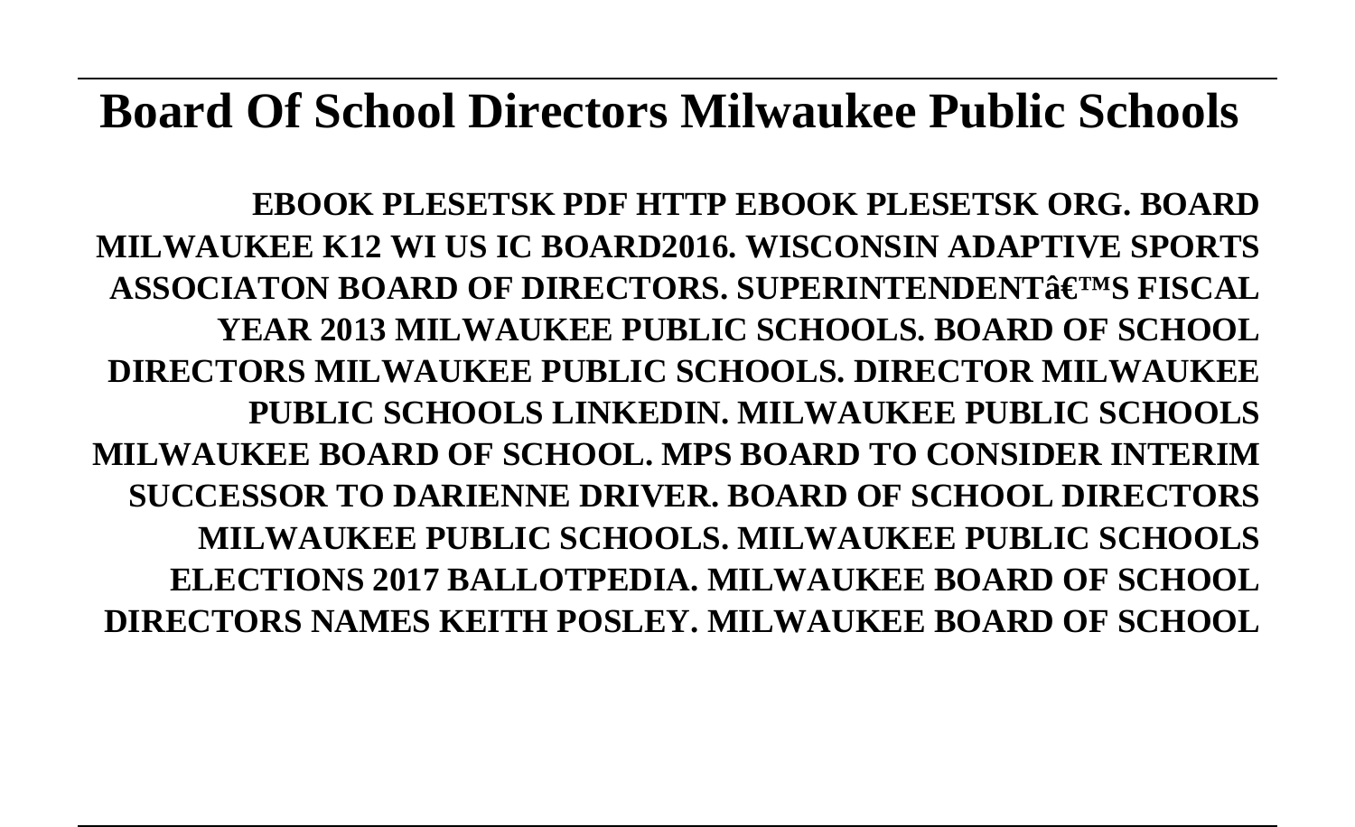# Board Of School Directors Milwaukee Public Schools

**EBOOK PLESETSK PDF HTTP EBOOK PLESETSK ORG. BOARD MILWAUKEE K12 WI US IC BOARD2016. WISCONSIN ADAPTIVE SPORTS ASSOCIATON BOARD OF DIRECTORS. SUPERINTENDENTâ€™S FISCAL YEAR 2013 MILWAUKEE PUBLIC SCHOOLS. BOARD OF SCHOOL DIRECTORS MILWAUKEE PUBLIC SCHOOLS. DIRECTOR MILWAUKEE PUBLIC SCHOOLS LINKEDIN. MILWAUKEE PUBLIC SCHOOLS MILWAUKEE BOARD OF SCHOOL. MPS BOARD TO CONSIDER INTERIM SUCCESSOR TO DARIENNE DRIVER. BOARD OF SCHOOL DIRECTORS MILWAUKEE PUBLIC SCHOOLS. MILWAUKEE PUBLIC SCHOOLS ELECTIONS 2017 BALLOTPEDIA. MILWAUKEE BOARD OF SCHOOL DIRECTORS NAMES KEITH POSLEY. MILWAUKEE BOARD OF SCHOOL**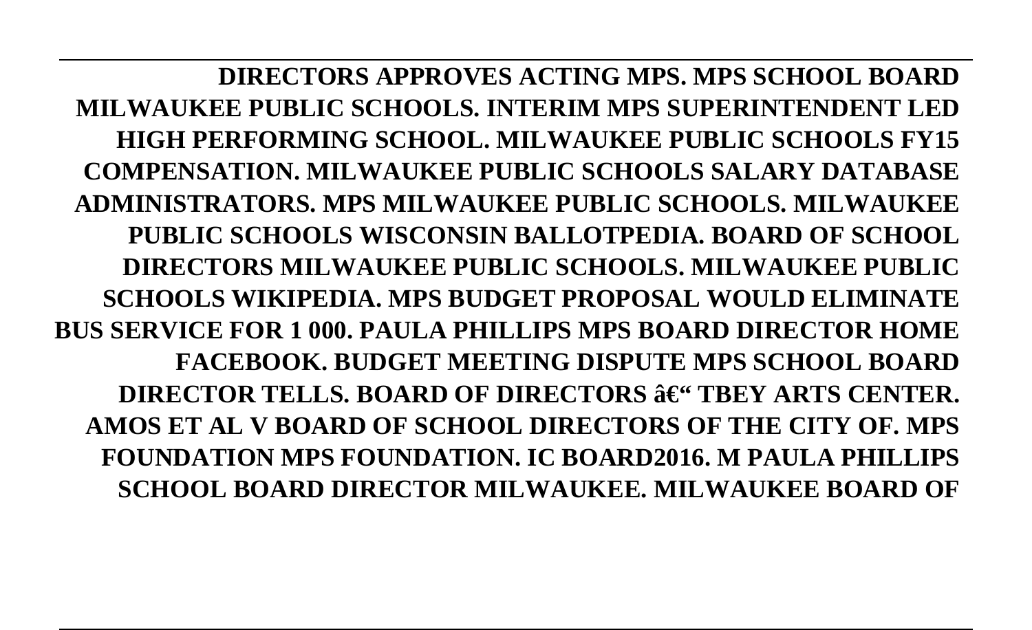**DIRECTORS APPROVES ACTING MPS. MPS SCHOOL BOARD MILWAUKEE PUBLIC SCHOOLS. INTERIM MPS SUPERINTENDENT LED HIGH PERFORMING SCHOOL. MILWAUKEE PUBLIC SCHOOLS FY15 COMPENSATION. MILWAUKEE PUBLIC SCHOOLS SALARY DATABASE ADMINISTRATORS. MPS MILWAUKEE PUBLIC SCHOOLS. MILWAUKEE PUBLIC SCHOOLS WISCONSIN BALLOTPEDIA. BOARD OF SCHOOL DIRECTORS MILWAUKEE PUBLIC SCHOOLS. MILWAUKEE PUBLIC SCHOOLS WIKIPEDIA. MPS BUDGET PROPOSAL WOULD ELIMINATE BUS SERVICE FOR 1 000. PAULA PHILLIPS MPS BOARD DIRECTOR HOME FACEBOOK. BUDGET MEETING DISPUTE MPS SCHOOL BOARD DIRECTOR TELLS. BOARD OF DIRECTORS â€“ TBEY ARTS CENTER. AMOS ET AL V BOARD OF SCHOOL DIRECTORS OF THE CITY OF. MPS FOUNDATION MPS FOUNDATION. IC BOARD2016. M PAULA PHILLIPS SCHOOL BOARD DIRECTOR MILWAUKEE. MILWAUKEE BOARD OF**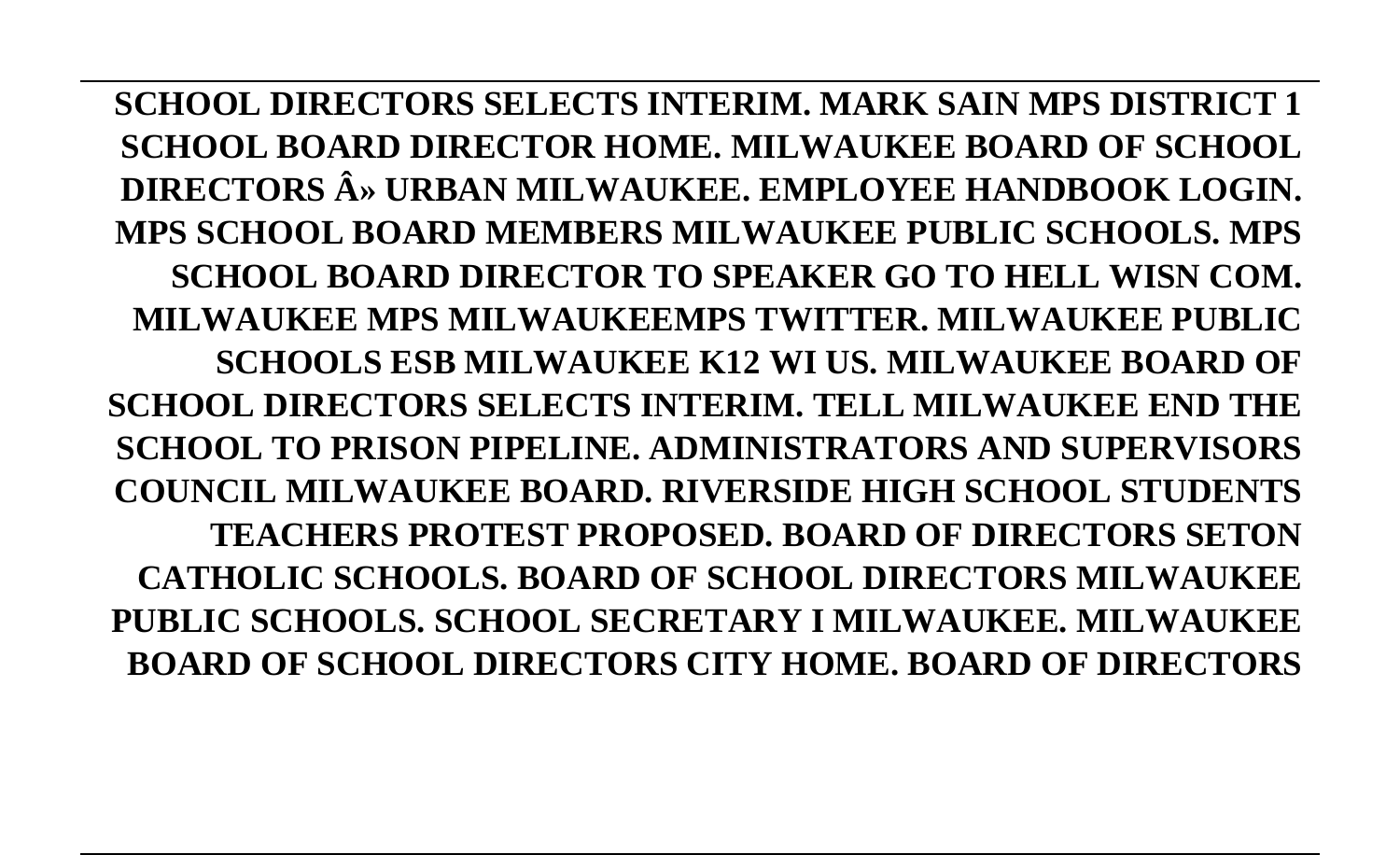**SCHOOL DIRECTORS SELECTS INTERIM. MARK SAIN MPS DISTRICT 1 SCHOOL BOARD DIRECTOR HOME. MILWAUKEE BOARD OF SCHOOL DIRECTORS Â» URBAN MILWAUKEE. EMPLOYEE HANDBOOK LOGIN. MPS SCHOOL BOARD MEMBERS MILWAUKEE PUBLIC SCHOOLS. MPS SCHOOL BOARD DIRECTOR TO SPEAKER GO TO HELL WISN COM. MILWAUKEE MPS MILWAUKEEMPS TWITTER. MILWAUKEE PUBLIC SCHOOLS ESB MILWAUKEE K12 WI US. MILWAUKEE BOARD OF SCHOOL DIRECTORS SELECTS INTERIM. TELL MILWAUKEE END THE SCHOOL TO PRISON PIPELINE. ADMINISTRATORS AND SUPERVISORS COUNCIL MILWAUKEE BOARD. RIVERSIDE HIGH SCHOOL STUDENTS TEACHERS PROTEST PROPOSED. BOARD OF DIRECTORS SETON CATHOLIC SCHOOLS. BOARD OF SCHOOL DIRECTORS MILWAUKEE PUBLIC SCHOOLS. SCHOOL SECRETARY I MILWAUKEE. MILWAUKEE BOARD OF SCHOOL DIRECTORS CITY HOME. BOARD OF DIRECTORS**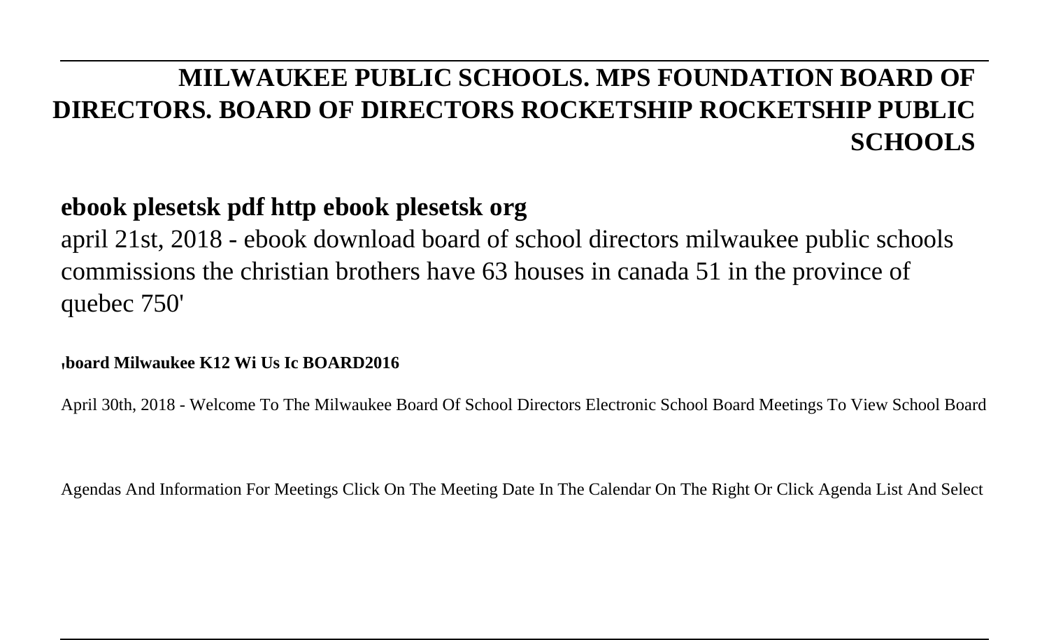**MILWAUKEE PUBLIC SCHOOLS. MPS FOUNDATION BOARD OF DIRECTORS. BOARD OF DIRECTORS ROCKETSHIP ROCKETSHIP PUBLIC SCHOOLS**

**ebook plesetsk pdf http ebook plesetsk org**

april 21st, 2018 - ebook download board of school directors milwaukee public schools commissions the christian brothers have 63 houses in canada 51 in the province of quebec 750'

'**board Milwaukee K12 Wi Us Ic BOARD2016**

April 30th, 2018 - Welcome To The Milwaukee Board Of School Directors Electronic School Board Meetings To View School Board Agendas And Information For Meetings Click On The Meeting Date In The Calendar On The Right Or Click Agenda List And Select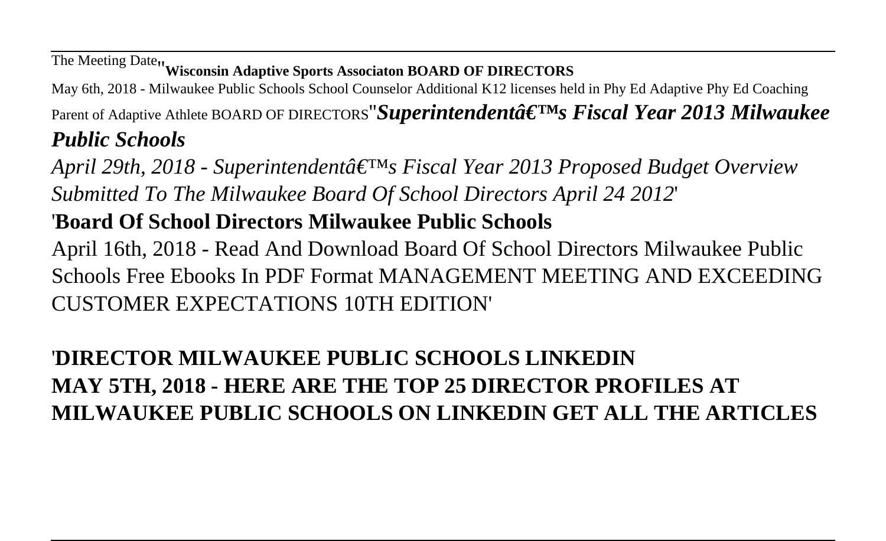The Meeting Date''**Wisconsin Adaptive Sports Associaton BOARD OF DIRECTORS**

May 6th, 2018 - Milwaukee Public Schools School Counselor Additional K12 licenses held in Phy Ed Adaptive Phy Ed Coaching Parent of Adaptive Athlete BOARD OF DIRECTORS''***Superintendentâ€™s Fiscal Year 2013 Milwaukee Public Schools***

*April 29th, 2018 - Superintendentâ€™s Fiscal Year 2013 Proposed Budget Overview Submitted To The Milwaukee Board Of School Directors April 24 2012*'

'**Board Of School Directors Milwaukee Public Schools**

April 16th, 2018 - Read And Download Board Of School Directors Milwaukee Public Schools Free Ebooks In PDF Format MANAGEMENT MEETING AND EXCEEDING CUSTOMER EXPECTATIONS 10TH EDITION'

'**DIRECTOR MILWAUKEE PUBLIC SCHOOLS LINKEDIN**

**MAY 5TH, 2018 - HERE ARE THE TOP 25 DIRECTOR PROFILES AT MILWAUKEE PUBLIC SCHOOLS ON LINKEDIN GET ALL THE ARTICLES**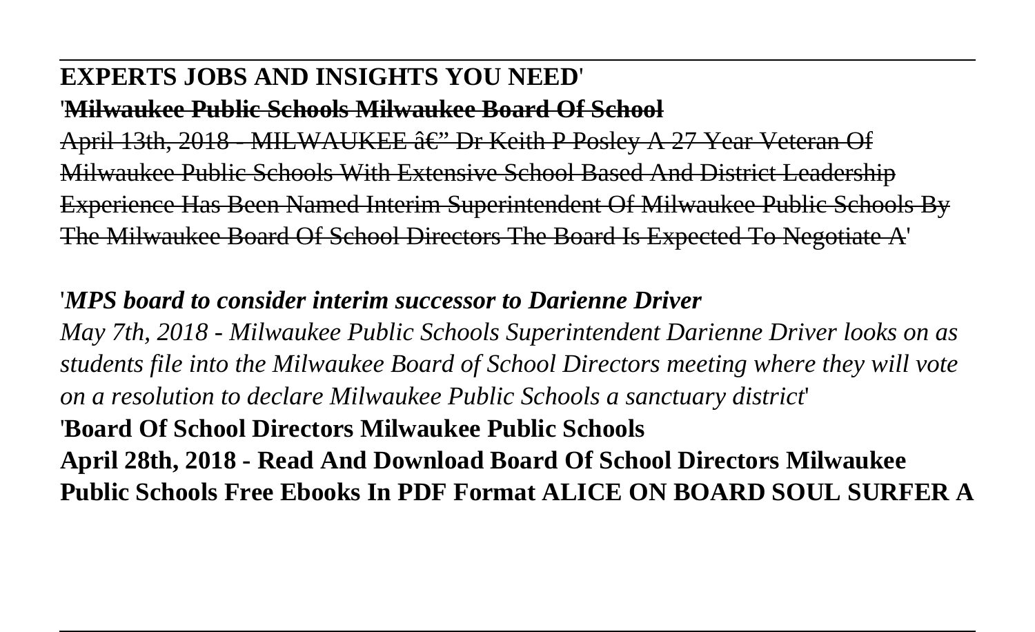**EXPERTS JOBS AND INSIGHTS YOU NEED**'

'~~**Milwaukee Public Schools Milwaukee Board Of School**~~

~~April 13th, 2018 - MILWAUKEE â€" Dr Keith P Posley A 27 Year Veteran Of Milwaukee Public Schools With Extensive School Based And District Leadership Experience Has Been Named Interim Superintendent Of Milwaukee Public Schools By The Milwaukee Board Of School Directors The Board Is Expected To Negotiate A~~'

'***MPS board to consider interim successor to Darienne Driver***

*May 7th, 2018 - Milwaukee Public Schools Superintendent Darienne Driver looks on as students file into the Milwaukee Board of School Directors meeting where they will vote on a resolution to declare Milwaukee Public Schools a sanctuary district*'

'**Board Of School Directors Milwaukee Public Schools**

**April 28th, 2018 - Read And Download Board Of School Directors Milwaukee Public Schools Free Ebooks In PDF Format ALICE ON BOARD SOUL SURFER A**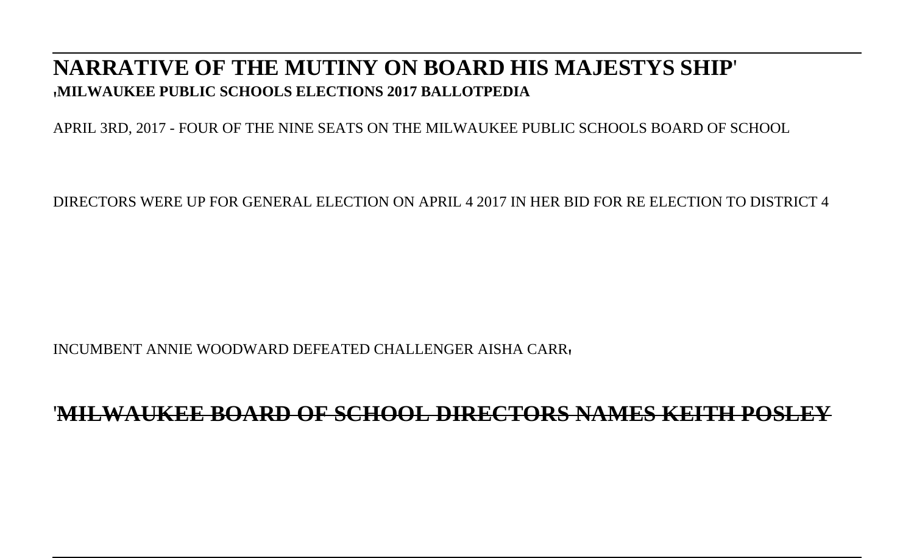## NARRATIVE OF THE MUTINY ON BOARD HIS MAJESTYS SHIP'

'**MILWAUKEE PUBLIC SCHOOLS ELECTIONS 2017 BALLOTPEDIA**

APRIL 3RD, 2017 - FOUR OF THE NINE SEATS ON THE MILWAUKEE PUBLIC SCHOOLS BOARD OF SCHOOL DIRECTORS WERE UP FOR GENERAL ELECTION ON APRIL 4 2017 IN HER BID FOR RE ELECTION TO DISTRICT 4 INCUMBENT ANNIE WOODWARD DEFEATED CHALLENGER AISHA CARR'

'~~**MILWAUKEE BOARD OF SCHOOL DIRECTORS NAMES KEITH POSLEY**~~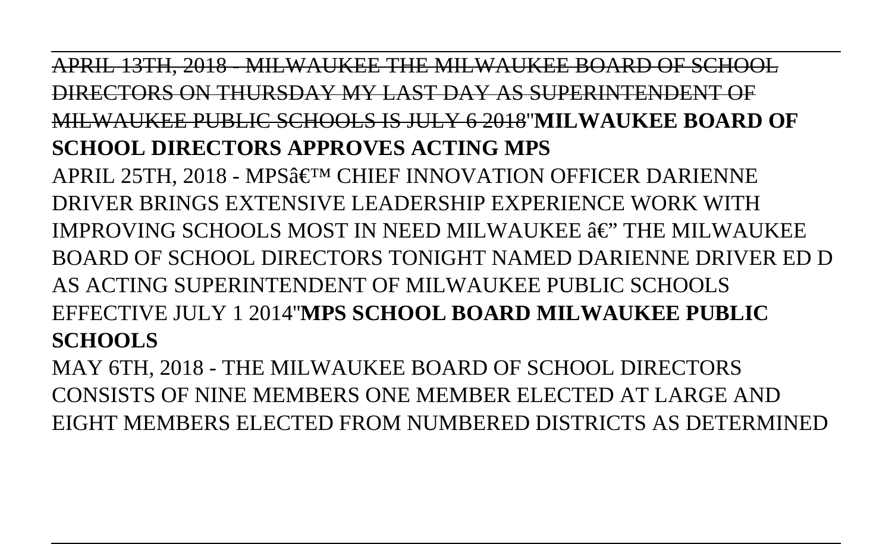~~APRIL 13TH, 2018 - MILWAUKEE THE MILWAUKEE BOARD OF SCHOOL DIRECTORS ON THURSDAY MY LAST DAY AS SUPERINTENDENT OF MILWAUKEE PUBLIC SCHOOLS IS JULY 6 2018~~''**MILWAUKEE BOARD OF SCHOOL DIRECTORS APPROVES ACTING MPS**

APRIL 25TH, 2018 - MPSâ€™ CHIEF INNOVATION OFFICER DARIENNE DRIVER BRINGS EXTENSIVE LEADERSHIP EXPERIENCE WORK WITH IMPROVING SCHOOLS MOST IN NEED MILWAUKEE â€" THE MILWAUKEE BOARD OF SCHOOL DIRECTORS TONIGHT NAMED DARIENNE DRIVER ED D AS ACTING SUPERINTENDENT OF MILWAUKEE PUBLIC SCHOOLS EFFECTIVE JULY 1 2014''**MPS SCHOOL BOARD MILWAUKEE PUBLIC SCHOOLS**

MAY 6TH, 2018 - THE MILWAUKEE BOARD OF SCHOOL DIRECTORS CONSISTS OF NINE MEMBERS ONE MEMBER ELECTED AT LARGE AND EIGHT MEMBERS ELECTED FROM NUMBERED DISTRICTS AS DETERMINED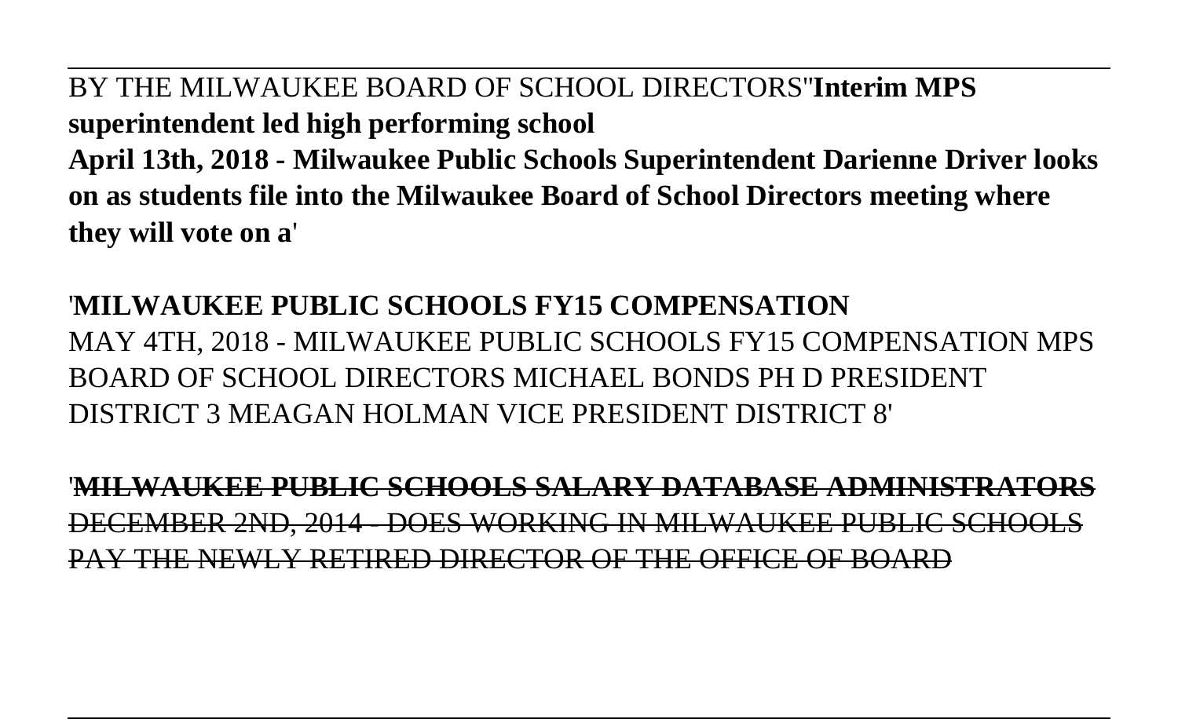BY THE MILWAUKEE BOARD OF SCHOOL DIRECTORS''**Interim MPS superintendent led high performing school**

**April 13th, 2018 - Milwaukee Public Schools Superintendent Darienne Driver looks on as students file into the Milwaukee Board of School Directors meeting where they will vote on a**'

'**MILWAUKEE PUBLIC SCHOOLS FY15 COMPENSATION**

MAY 4TH, 2018 - MILWAUKEE PUBLIC SCHOOLS FY15 COMPENSATION MPS BOARD OF SCHOOL DIRECTORS MICHAEL BONDS PH D PRESIDENT DISTRICT 3 MEAGAN HOLMAN VICE PRESIDENT DISTRICT 8'

'**MILWAUKEE PUBLIC SCHOOLS SALARY DATABASE ADMINISTRATORS**

DECEMBER 2ND, 2014 - DOES WORKING IN MILWAUKEE PUBLIC SCHOOLS PAY THE NEWLY RETIRED DIRECTOR OF THE OFFICE OF BOARD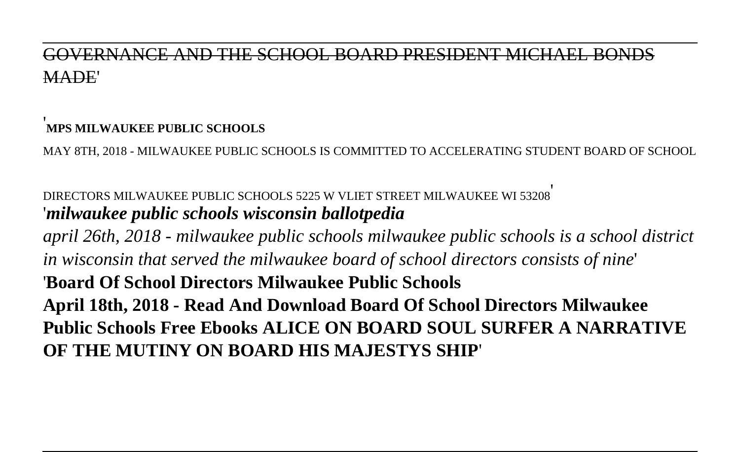GOVERNANCE AND THE SCHOOL BOARD PRESIDENT MICHAEL BONDS MADE'

'**MPS MILWAUKEE PUBLIC SCHOOLS**

MAY 8TH, 2018 - MILWAUKEE PUBLIC SCHOOLS IS COMMITTED TO ACCELERATING STUDENT BOARD OF SCHOOL DIRECTORS MILWAUKEE PUBLIC SCHOOLS 5225 W VLIET STREET MILWAUKEE WI 53208'

'***milwaukee public schools wisconsin ballotpedia***

*april 26th, 2018 - milwaukee public schools milwaukee public schools is a school district in wisconsin that served the milwaukee board of school directors consists of nine*'

'**Board Of School Directors Milwaukee Public Schools**

**April 18th, 2018 - Read And Download Board Of School Directors Milwaukee Public Schools Free Ebooks ALICE ON BOARD SOUL SURFER A NARRATIVE OF THE MUTINY ON BOARD HIS MAJESTYS SHIP**'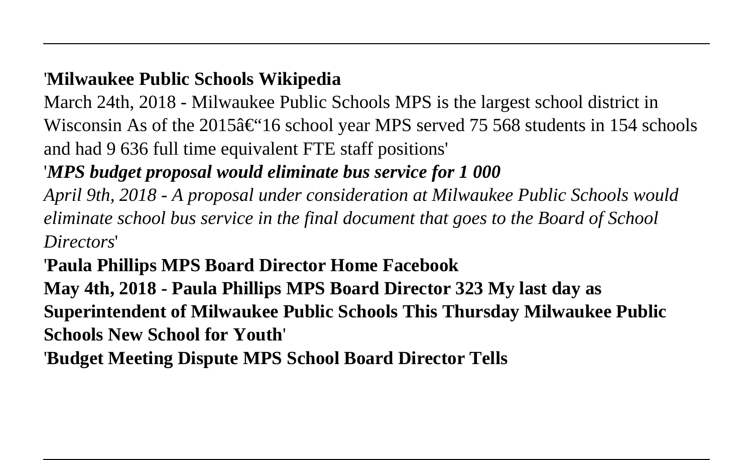'**Milwaukee Public Schools Wikipedia**

March 24th, 2018 - Milwaukee Public Schools MPS is the largest school district in Wisconsin As of the 2015â€"16 school year MPS served 75 568 students in 154 schools and had 9 636 full time equivalent FTE staff positions'

'***MPS budget proposal would eliminate bus service for 1 000***

*April 9th, 2018 - A proposal under consideration at Milwaukee Public Schools would eliminate school bus service in the final document that goes to the Board of School Directors*'

'**Paula Phillips MPS Board Director Home Facebook**

**May 4th, 2018 - Paula Phillips MPS Board Director 323 My last day as Superintendent of Milwaukee Public Schools This Thursday Milwaukee Public Schools New School for Youth**'

'**Budget Meeting Dispute MPS School Board Director Tells**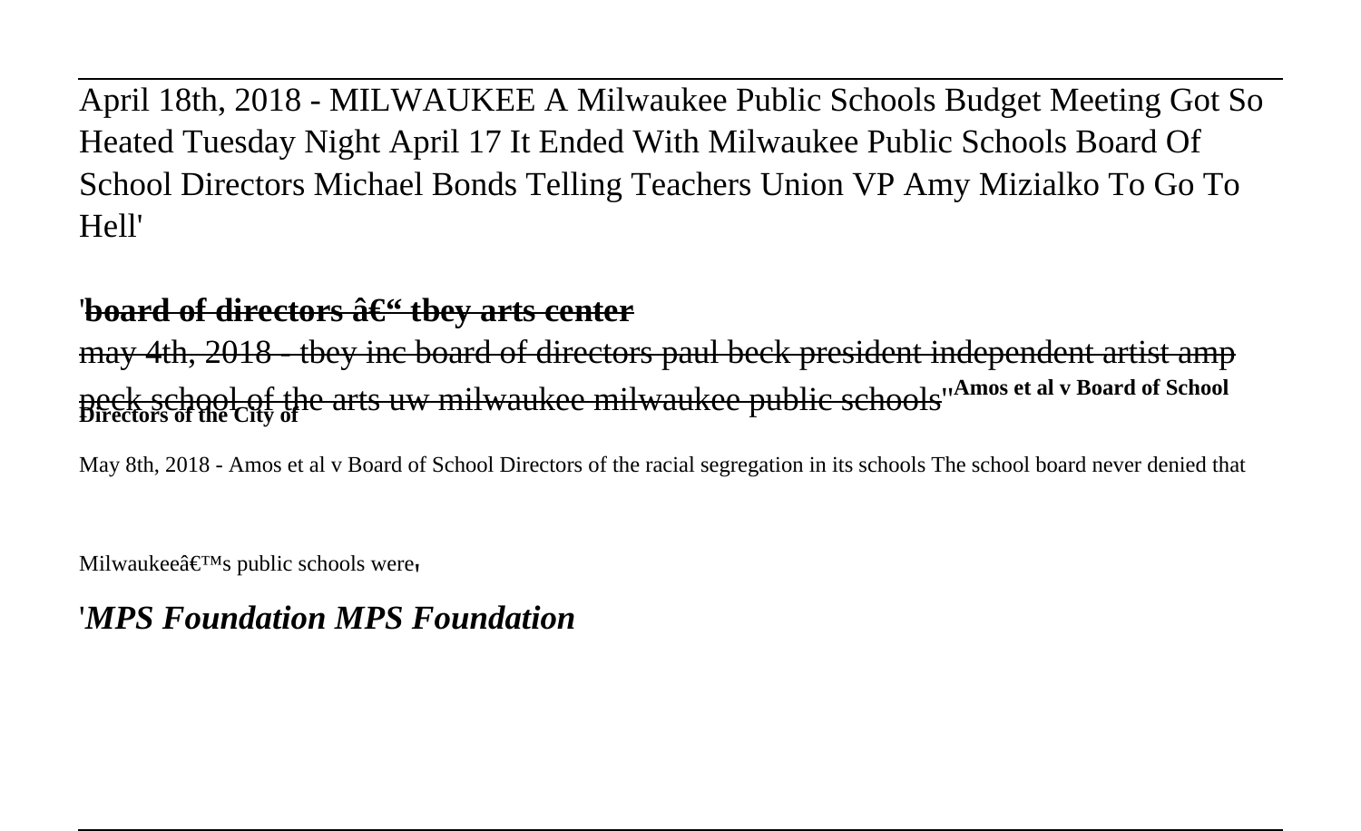April 18th, 2018 - MILWAUKEE A Milwaukee Public Schools Budget Meeting Got So Heated Tuesday Night April 17 It Ended With Milwaukee Public Schools Board Of School Directors Michael Bonds Telling Teachers Union VP Amy Mizialko To Go To Hell'

'**board of directors â€" tbey arts center**

may 4th, 2018 - tbey inc board of directors paul beck president independent artist amp peck school of the arts uw milwaukee milwaukee public schools''**Amos et al v Board of School Directors of the City of**

May 8th, 2018 - Amos et al v Board of School Directors of the racial segregation in its schools The school board never denied that Milwaukeeâ€™s public schools were'

'*MPS Foundation MPS Foundation*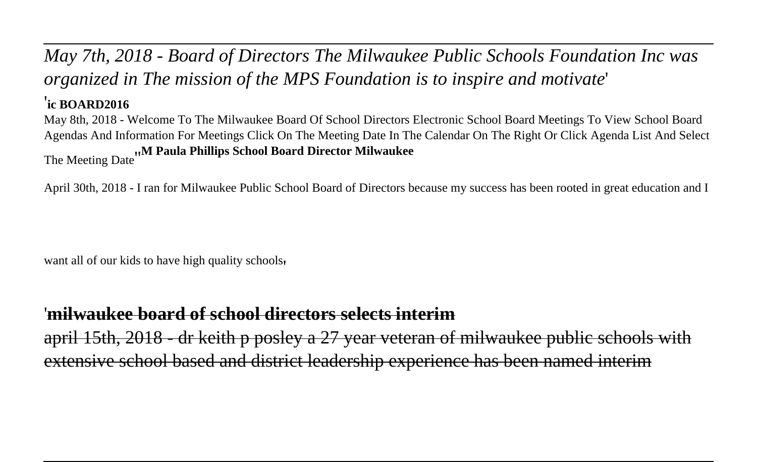*May 7th, 2018 - Board of Directors The Milwaukee Public Schools Foundation Inc was organized in The mission of the MPS Foundation is to inspire and motivate*'

'**ic BOARD2016**

May 8th, 2018 - Welcome To The Milwaukee Board Of School Directors Electronic School Board Meetings To View School Board Agendas And Information For Meetings Click On The Meeting Date In The Calendar On The Right Or Click Agenda List And Select The Meeting Date''**M Paula Phillips School Board Director Milwaukee**

April 30th, 2018 - I ran for Milwaukee Public School Board of Directors because my success has been rooted in great education and I want all of our kids to have high quality schools'

'**milwaukee board of school directors selects interim**

april 15th, 2018 - dr keith p posley a 27 year veteran of milwaukee public schools with extensive school based and district leadership experience has been named interim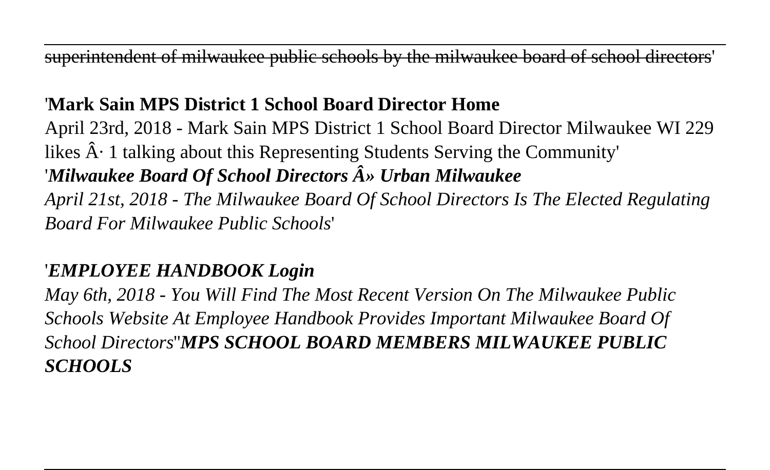superintendent of milwaukee public schools by the milwaukee board of school directors'

'**Mark Sain MPS District 1 School Board Director Home**

April 23rd, 2018 - Mark Sain MPS District 1 School Board Director Milwaukee WI 229 likes Â· 1 talking about this Representing Students Serving the Community'

'***Milwaukee Board Of School Directors Â» Urban Milwaukee***

*April 21st, 2018 - The Milwaukee Board Of School Directors Is The Elected Regulating Board For Milwaukee Public Schools*'

'***EMPLOYEE HANDBOOK Login***

*May 6th, 2018 - You Will Find The Most Recent Version On The Milwaukee Public Schools Website At Employee Handbook Provides Important Milwaukee Board Of School Directors*''***MPS SCHOOL BOARD MEMBERS MILWAUKEE PUBLIC SCHOOLS***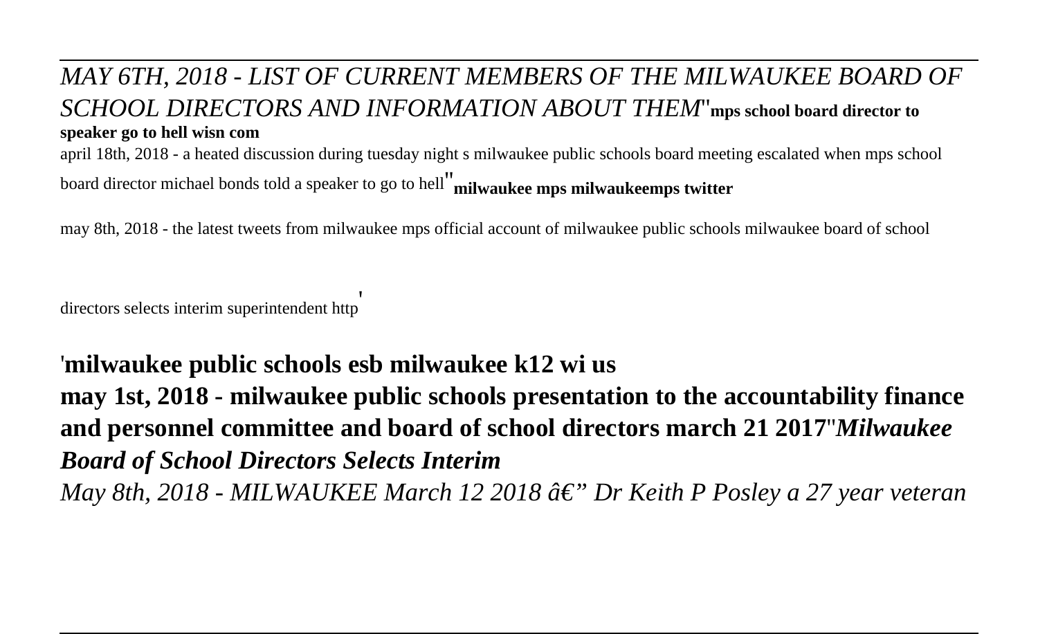*MAY 6TH, 2018 - LIST OF CURRENT MEMBERS OF THE MILWAUKEE BOARD OF SCHOOL DIRECTORS AND INFORMATION ABOUT THEM*''**mps school board director to speaker go to hell wisn com**

april 18th, 2018 - a heated discussion during tuesday night s milwaukee public schools board meeting escalated when mps school board director michael bonds told a speaker to go to hell''**milwaukee mps milwaukeemps twitter**

may 8th, 2018 - the latest tweets from milwaukee mps official account of milwaukee public schools milwaukee board of school directors selects interim superintendent http'

'**milwaukee public schools esb milwaukee k12 wi us**

**may 1st, 2018 - milwaukee public schools presentation to the accountability finance and personnel committee and board of school directors march 21 2017**''***Milwaukee Board of School Directors Selects Interim***

*May 8th, 2018 - MILWAUKEE March 12 2018 â€" Dr Keith P Posley a 27 year veteran*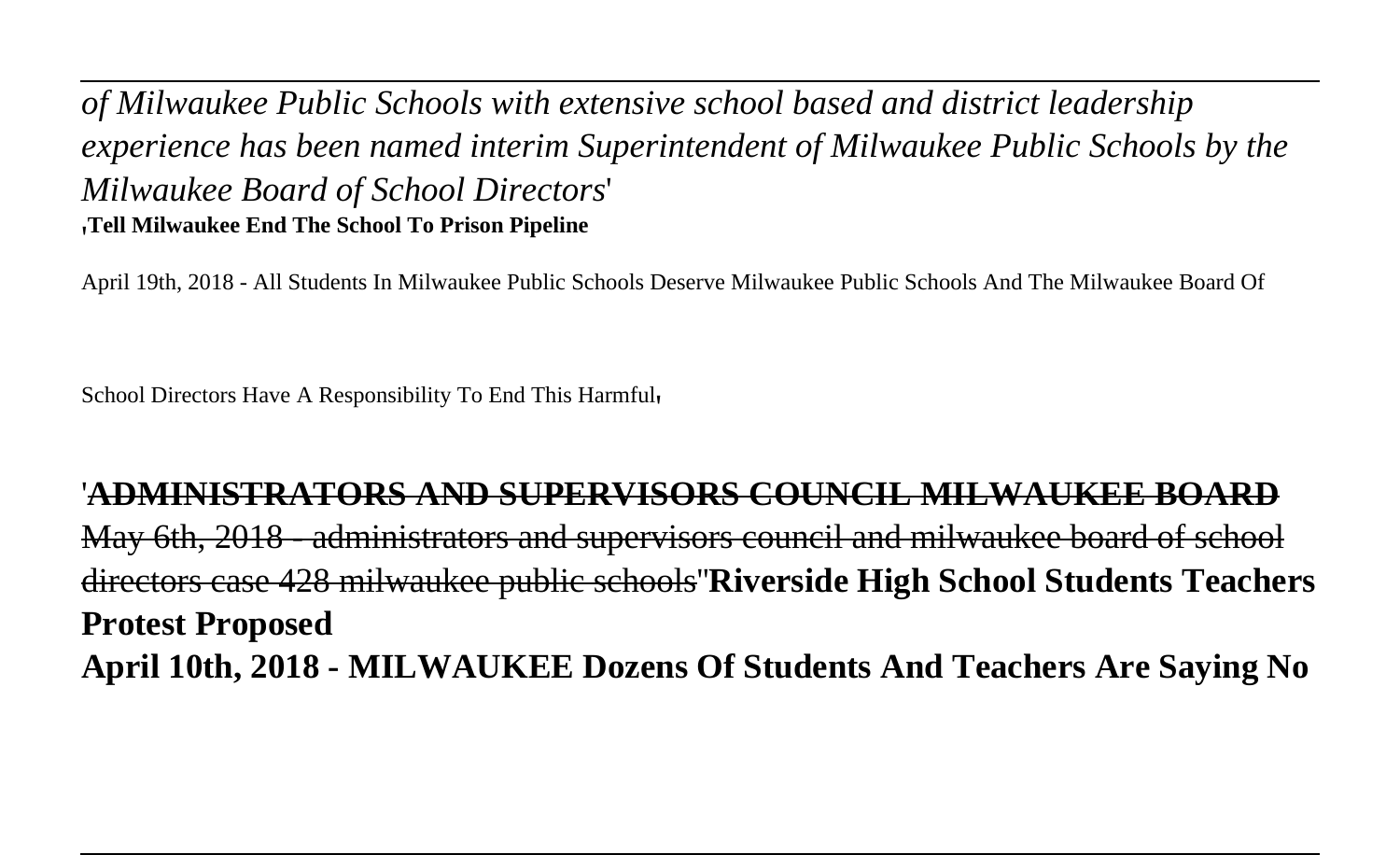*of Milwaukee Public Schools with extensive school based and district leadership experience has been named interim Superintendent of Milwaukee Public Schools by the Milwaukee Board of School Directors*'
'**Tell Milwaukee End The School To Prison Pipeline**

April 19th, 2018 - All Students In Milwaukee Public Schools Deserve Milwaukee Public Schools And The Milwaukee Board Of School Directors Have A Responsibility To End This Harmful'

'**ADMINISTRATORS AND SUPERVISORS COUNCIL MILWAUKEE BOARD**
May 6th, 2018 - administrators and supervisors council and milwaukee board of school directors case 428 milwaukee public schools''**Riverside High School Students Teachers Protest Proposed**
**April 10th, 2018 - MILWAUKEE Dozens Of Students And Teachers Are Saying No**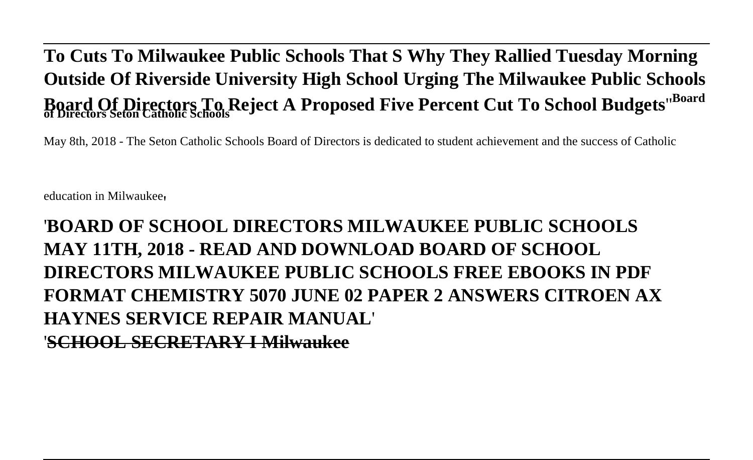**To Cuts To Milwaukee Public Schools That S Why They Rallied Tuesday Morning Outside Of Riverside University High School Urging The Milwaukee Public Schools Board Of Directors To Reject A Proposed Five Percent Cut To School Budgets**''**Board of Directors Seton Catholic Schools**

May 8th, 2018 - The Seton Catholic Schools Board of Directors is dedicated to student achievement and the success of Catholic education in Milwaukee'

'**BOARD OF SCHOOL DIRECTORS MILWAUKEE PUBLIC SCHOOLS MAY 11TH, 2018 - READ AND DOWNLOAD BOARD OF SCHOOL DIRECTORS MILWAUKEE PUBLIC SCHOOLS FREE EBOOKS IN PDF FORMAT CHEMISTRY 5070 JUNE 02 PAPER 2 ANSWERS CITROEN AX HAYNES SERVICE REPAIR MANUAL**'

'**SCHOOL SECRETARY I Milwaukee**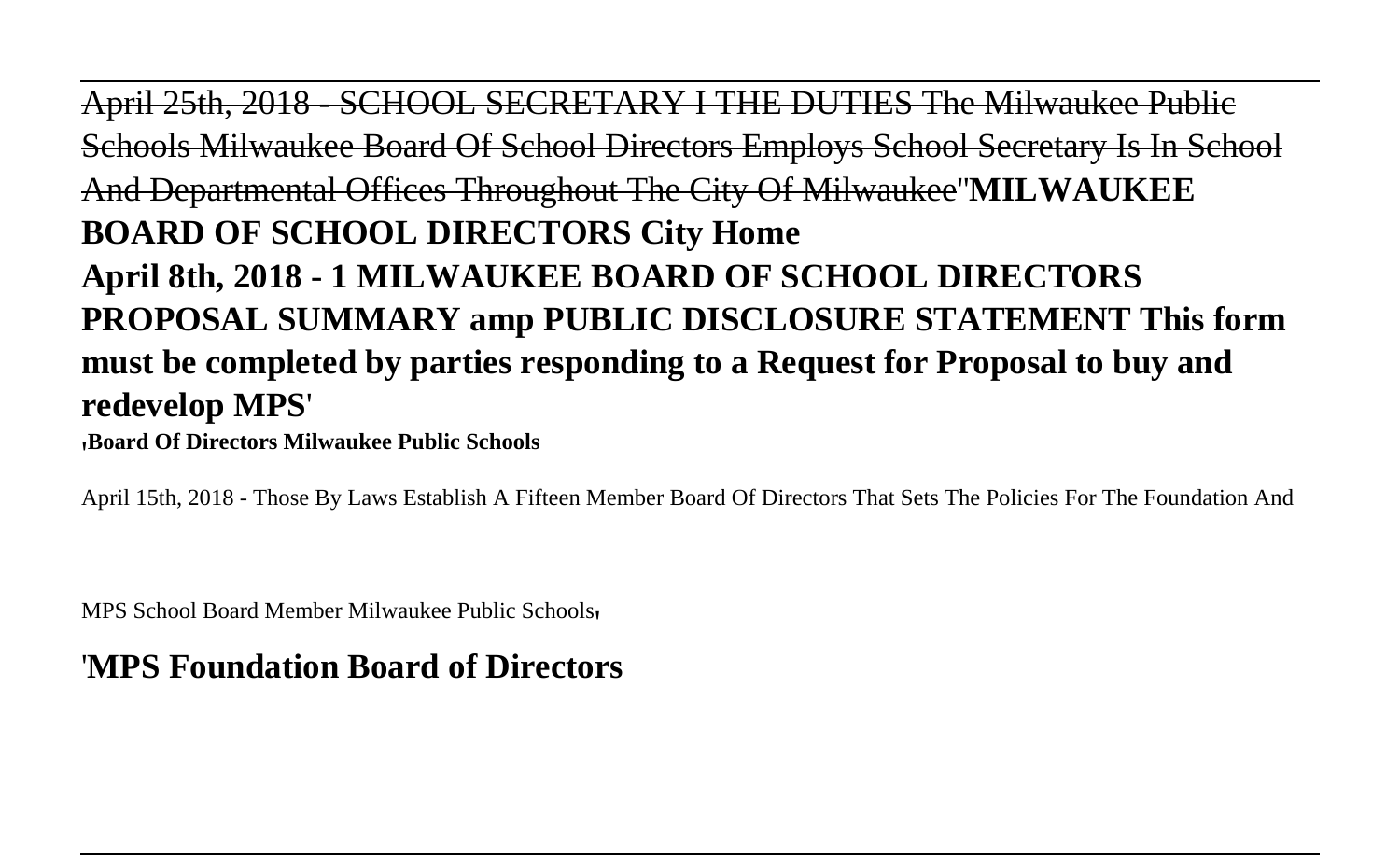~~April 25th, 2018 - SCHOOL SECRETARY I THE DUTIES The Milwaukee Public Schools Milwaukee Board Of School Directors Employs School Secretary Is In School And Departmental Offices Throughout The City Of Milwaukee~~''**MILWAUKEE BOARD OF SCHOOL DIRECTORS City Home**

**April 8th, 2018 - 1 MILWAUKEE BOARD OF SCHOOL DIRECTORS PROPOSAL SUMMARY amp PUBLIC DISCLOSURE STATEMENT This form must be completed by parties responding to a Request for Proposal to buy and redevelop MPS**'

'**Board Of Directors Milwaukee Public Schools**

April 15th, 2018 - Those By Laws Establish A Fifteen Member Board Of Directors That Sets The Policies For The Foundation And MPS School Board Member Milwaukee Public Schools'

'**MPS Foundation Board of Directors**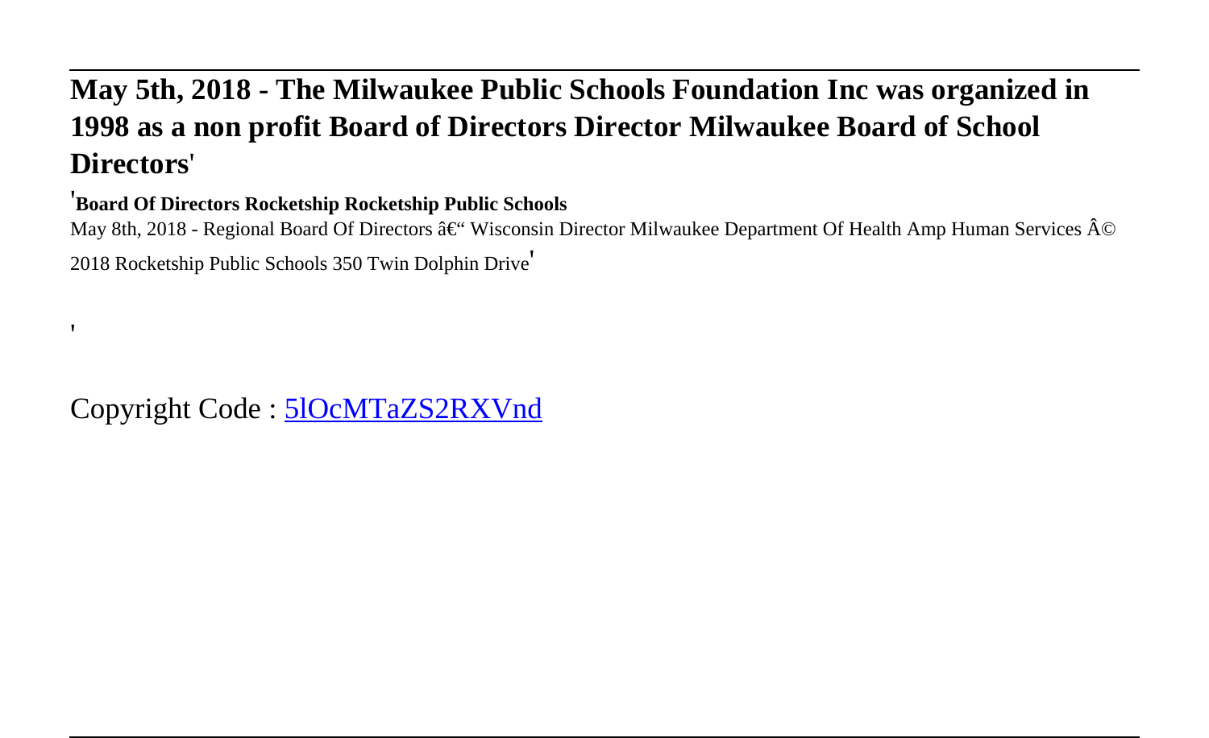**May 5th, 2018 - The Milwaukee Public Schools Foundation Inc was organized in 1998 as a non profit Board of Directors Director Milwaukee Board of School Directors**'

'**Board Of Directors Rocketship Rocketship Public Schools**

May 8th, 2018 - Regional Board Of Directors â€" Wisconsin Director Milwaukee Department Of Health Amp Human Services Â© 2018 Rocketship Public Schools 350 Twin Dolphin Drive'

'

Copyright Code : 5lOcMTaZS2RXVnd